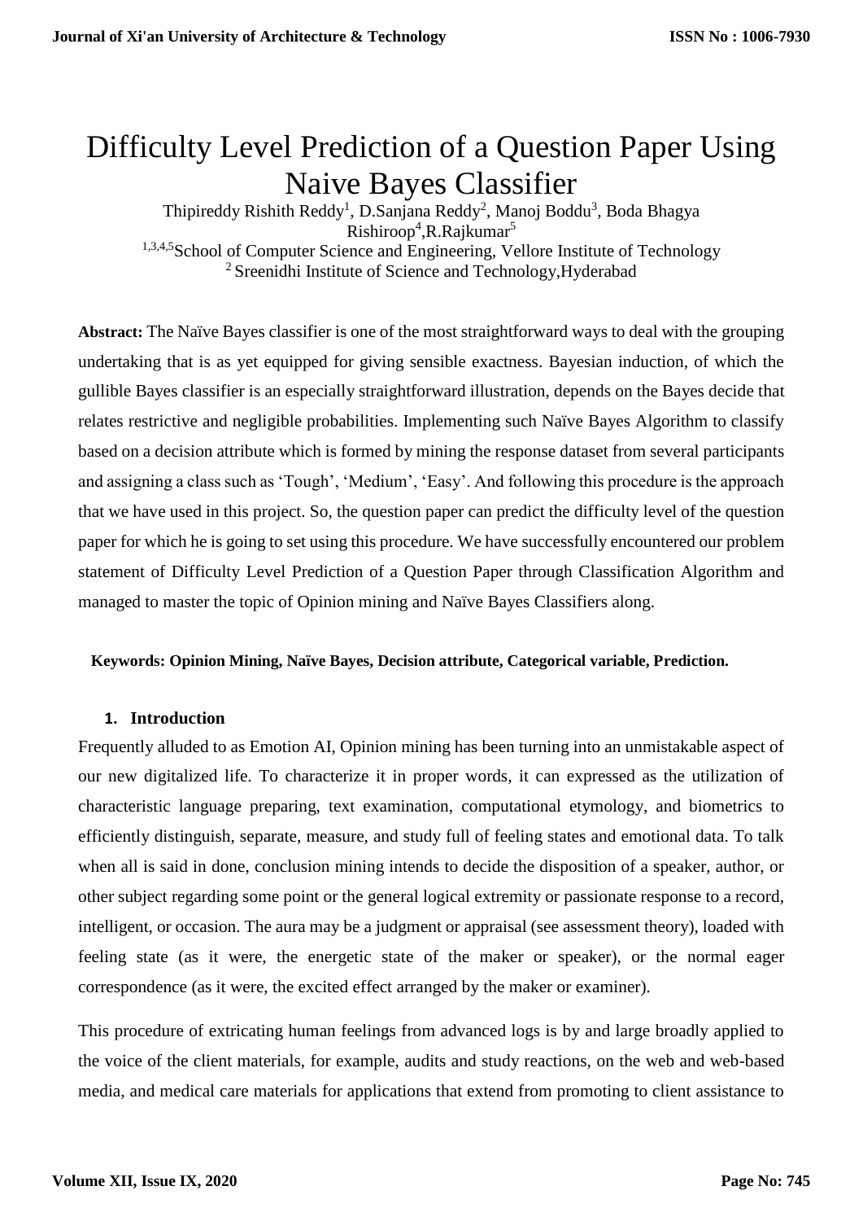# Difficulty Level Prediction of a Question Paper Using Naive Bayes Classifier

Thipireddy Rishith Reddy[1], D.Sanjana Reddy[2], Manoj Boddu[3], Boda Bhagya Rishiroop[4],R.Rajkumar[5]

[1,3,4,5]School of Computer Science and Engineering, Vellore Institute of Technology

[2] Sreenidhi Institute of Science and Technology,Hyderabad

**Abstract:** The Naïve Bayes classifier is one of the most straightforward ways to deal with the grouping undertaking that is as yet equipped for giving sensible exactness. Bayesian induction, of which the gullible Bayes classifier is an especially straightforward illustration, depends on the Bayes decide that relates restrictive and negligible probabilities. Implementing such Naïve Bayes Algorithm to classify based on a decision attribute which is formed by mining the response dataset from several participants and assigning a class such as 'Tough', 'Medium', 'Easy'. And following this procedure is the approach that we have used in this project. So, the question paper can predict the difficulty level of the question paper for which he is going to set using this procedure. We have successfully encountered our problem statement of Difficulty Level Prediction of a Question Paper through Classification Algorithm and managed to master the topic of Opinion mining and Naïve Bayes Classifiers along.

**Keywords: Opinion Mining, Naïve Bayes, Decision attribute, Categorical variable, Prediction.**

## 1. Introduction

Frequently alluded to as Emotion AI, Opinion mining has been turning into an unmistakable aspect of our new digitalized life. To characterize it in proper words, it can expressed as the utilization of characteristic language preparing, text examination, computational etymology, and biometrics to efficiently distinguish, separate, measure, and study full of feeling states and emotional data. To talk when all is said in done, conclusion mining intends to decide the disposition of a speaker, author, or other subject regarding some point or the general logical extremity or passionate response to a record, intelligent, or occasion. The aura may be a judgment or appraisal (see assessment theory), loaded with feeling state (as it were, the energetic state of the maker or speaker), or the normal eager correspondence (as it were, the excited effect arranged by the maker or examiner).

This procedure of extricating human feelings from advanced logs is by and large broadly applied to the voice of the client materials, for example, audits and study reactions, on the web and web-based media, and medical care materials for applications that extend from promoting to client assistance to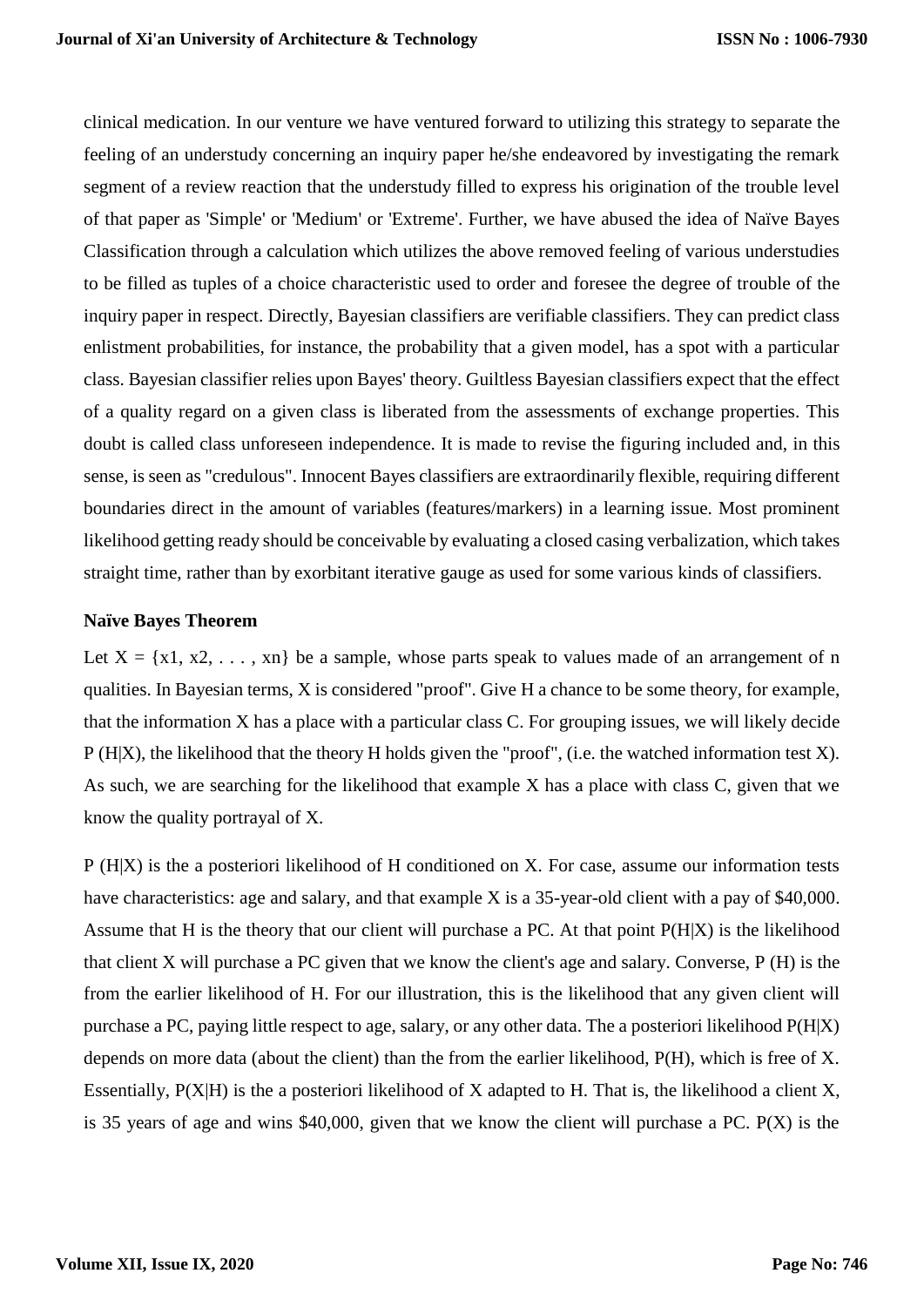clinical medication. In our venture we have ventured forward to utilizing this strategy to separate the feeling of an understudy concerning an inquiry paper he/she endeavored by investigating the remark segment of a review reaction that the understudy filled to express his origination of the trouble level of that paper as 'Simple' or 'Medium' or 'Extreme'. Further, we have abused the idea of Naïve Bayes Classification through a calculation which utilizes the above removed feeling of various understudies to be filled as tuples of a choice characteristic used to order and foresee the degree of trouble of the inquiry paper in respect. Directly, Bayesian classifiers are verifiable classifiers. They can predict class enlistment probabilities, for instance, the probability that a given model, has a spot with a particular class. Bayesian classifier relies upon Bayes' theory. Guiltless Bayesian classifiers expect that the effect of a quality regard on a given class is liberated from the assessments of exchange properties. This doubt is called class unforeseen independence. It is made to revise the figuring included and, in this sense, is seen as "credulous". Innocent Bayes classifiers are extraordinarily flexible, requiring different boundaries direct in the amount of variables (features/markers) in a learning issue. Most prominent likelihood getting ready should be conceivable by evaluating a closed casing verbalization, which takes straight time, rather than by exorbitant iterative gauge as used for some various kinds of classifiers.

### Naïve Bayes Theorem

Let $X = \{x1, x2, \ldots, xn\}$ be a sample, whose parts speak to values made of an arrangement of n qualities. In Bayesian terms, X is considered "proof". Give H a chance to be some theory, for example, that the information X has a place with a particular class C. For grouping issues, we will likely decide $P(H|X)$, the likelihood that the theory H holds given the "proof", (i.e. the watched information test X). As such, we are searching for the likelihood that example X has a place with class C, given that we know the quality portrayal of X.

$P(H|X)$ is the a posteriori likelihood of H conditioned on X. For case, assume our information tests have characteristics: age and salary, and that example X is a 35-year-old client with a pay of $40,000. Assume that H is the theory that our client will purchase a PC. At that point $P(H|X)$ is the likelihood that client X will purchase a PC given that we know the client's age and salary. Converse, $P(H)$ is the from the earlier likelihood of H. For our illustration, this is the likelihood that any given client will purchase a PC, paying little respect to age, salary, or any other data. The a posteriori likelihood $P(H|X)$ depends on more data (about the client) than the from the earlier likelihood, $P(H)$, which is free of X. Essentially, $P(X|H)$ is the a posteriori likelihood of X adapted to H. That is, the likelihood a client X, is 35 years of age and wins $40,000, given that we know the client will purchase a PC. $P(X)$ is the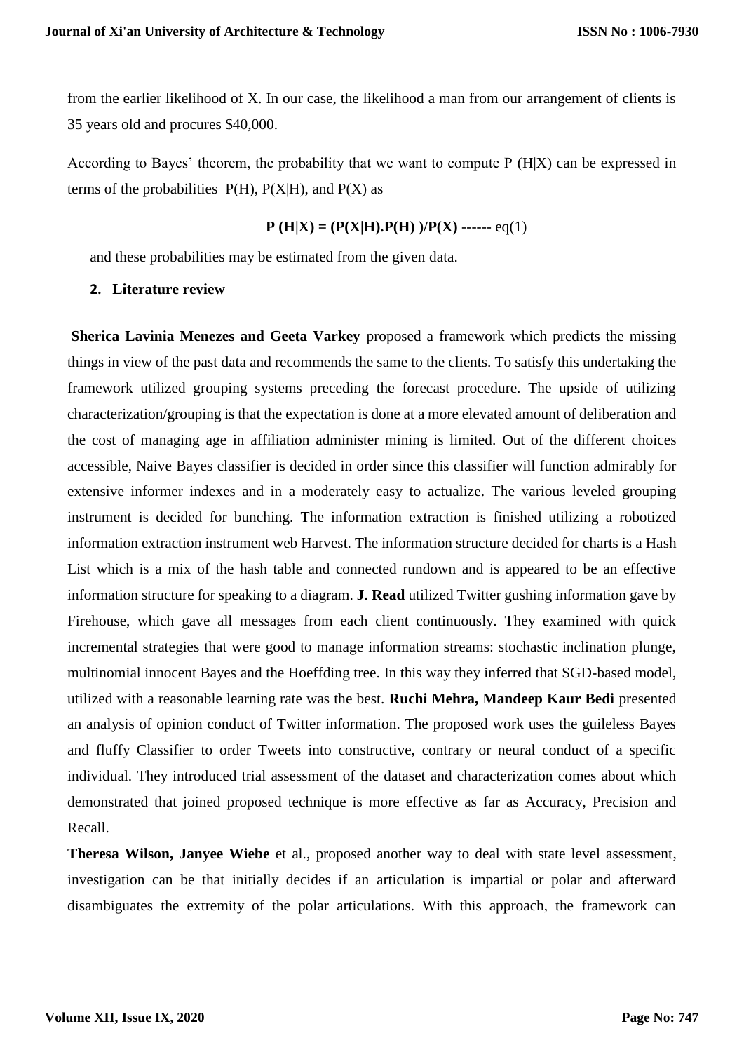from the earlier likelihood of X. In our case, the likelihood a man from our arrangement of clients is 35 years old and procures $40,000.

According to Bayes' theorem, the probability that we want to compute P (H|X) can be expressed in terms of the probabilities P(H), P(X|H), and P(X) as

$$P(H|X) = (P(X|H).P(H))/P(X) \text{ ------ eq(1)}$$

and these probabilities may be estimated from the given data.

## 2. Literature review

**Sherica Lavinia Menezes and Geeta Varkey** proposed a framework which predicts the missing things in view of the past data and recommends the same to the clients. To satisfy this undertaking the framework utilized grouping systems preceding the forecast procedure. The upside of utilizing characterization/grouping is that the expectation is done at a more elevated amount of deliberation and the cost of managing age in affiliation administer mining is limited. Out of the different choices accessible, Naive Bayes classifier is decided in order since this classifier will function admirably for extensive informer indexes and in a moderately easy to actualize. The various leveled grouping instrument is decided for bunching. The information extraction is finished utilizing a robotized information extraction instrument web Harvest. The information structure decided for charts is a Hash List which is a mix of the hash table and connected rundown and is appeared to be an effective information structure for speaking to a diagram. **J. Read** utilized Twitter gushing information gave by Firehouse, which gave all messages from each client continuously. They examined with quick incremental strategies that were good to manage information streams: stochastic inclination plunge, multinomial innocent Bayes and the Hoeffding tree. In this way they inferred that SGD-based model, utilized with a reasonable learning rate was the best. **Ruchi Mehra, Mandeep Kaur Bedi** presented an analysis of opinion conduct of Twitter information. The proposed work uses the guileless Bayes and fluffy Classifier to order Tweets into constructive, contrary or neural conduct of a specific individual. They introduced trial assessment of the dataset and characterization comes about which demonstrated that joined proposed technique is more effective as far as Accuracy, Precision and Recall.

**Theresa Wilson, Janyee Wiebe** et al., proposed another way to deal with state level assessment, investigation can be that initially decides if an articulation is impartial or polar and afterward disambiguates the extremity of the polar articulations. With this approach, the framework can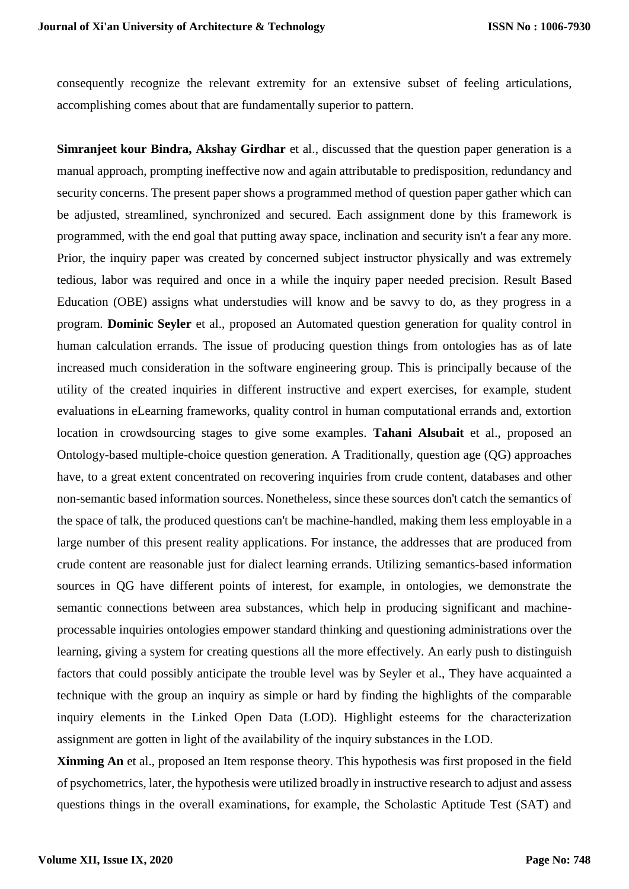consequently recognize the relevant extremity for an extensive subset of feeling articulations, accomplishing comes about that are fundamentally superior to pattern.

**Simranjeet kour Bindra, Akshay Girdhar** et al., discussed that the question paper generation is a manual approach, prompting ineffective now and again attributable to predisposition, redundancy and security concerns. The present paper shows a programmed method of question paper gather which can be adjusted, streamlined, synchronized and secured. Each assignment done by this framework is programmed, with the end goal that putting away space, inclination and security isn't a fear any more. Prior, the inquiry paper was created by concerned subject instructor physically and was extremely tedious, labor was required and once in a while the inquiry paper needed precision. Result Based Education (OBE) assigns what understudies will know and be savvy to do, as they progress in a program. **Dominic Seyler** et al., proposed an Automated question generation for quality control in human calculation errands. The issue of producing question things from ontologies has as of late increased much consideration in the software engineering group. This is principally because of the utility of the created inquiries in different instructive and expert exercises, for example, student evaluations in eLearning frameworks, quality control in human computational errands and, extortion location in crowdsourcing stages to give some examples. **Tahani Alsubait** et al., proposed an Ontology-based multiple-choice question generation. A Traditionally, question age (QG) approaches have, to a great extent concentrated on recovering inquiries from crude content, databases and other non-semantic based information sources. Nonetheless, since these sources don't catch the semantics of the space of talk, the produced questions can't be machine-handled, making them less employable in a large number of this present reality applications. For instance, the addresses that are produced from crude content are reasonable just for dialect learning errands. Utilizing semantics-based information sources in QG have different points of interest, for example, in ontologies, we demonstrate the semantic connections between area substances, which help in producing significant and machine-processable inquiries ontologies empower standard thinking and questioning administrations over the learning, giving a system for creating questions all the more effectively. An early push to distinguish factors that could possibly anticipate the trouble level was by Seyler et al., They have acquainted a technique with the group an inquiry as simple or hard by finding the highlights of the comparable inquiry elements in the Linked Open Data (LOD). Highlight esteems for the characterization assignment are gotten in light of the availability of the inquiry substances in the LOD.

**Xinming An** et al., proposed an Item response theory. This hypothesis was first proposed in the field of psychometrics, later, the hypothesis were utilized broadly in instructive research to adjust and assess questions things in the overall examinations, for example, the Scholastic Aptitude Test (SAT) and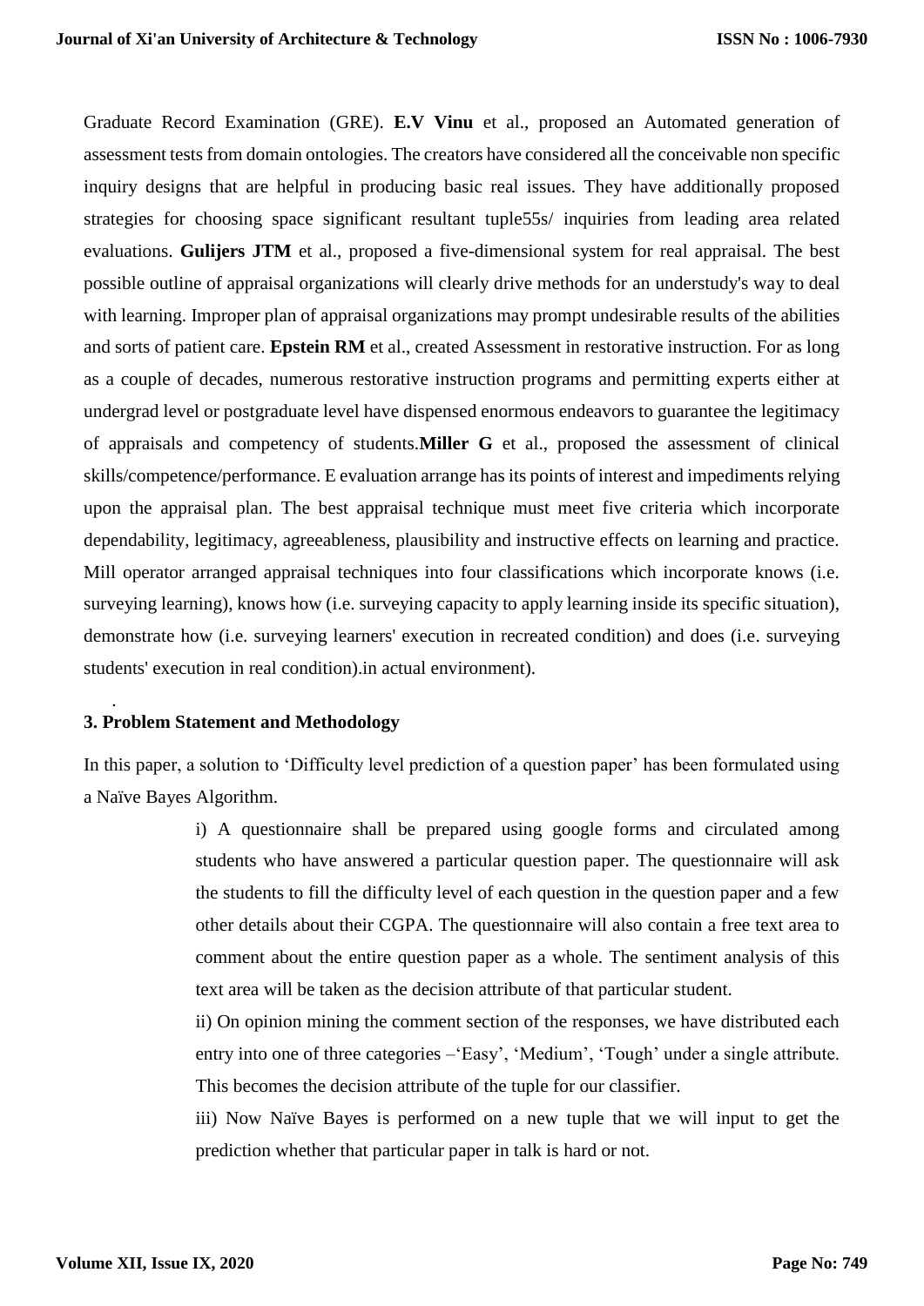Graduate Record Examination (GRE). **E.V Vinu** et al., proposed an Automated generation of assessment tests from domain ontologies. The creators have considered all the conceivable non specific inquiry designs that are helpful in producing basic real issues. They have additionally proposed strategies for choosing space significant resultant tuple55s/ inquiries from leading area related evaluations. **Gulijers JTM** et al., proposed a five-dimensional system for real appraisal. The best possible outline of appraisal organizations will clearly drive methods for an understudy's way to deal with learning. Improper plan of appraisal organizations may prompt undesirable results of the abilities and sorts of patient care. **Epstein RM** et al., created Assessment in restorative instruction. For as long as a couple of decades, numerous restorative instruction programs and permitting experts either at undergrad level or postgraduate level have dispensed enormous endeavors to guarantee the legitimacy of appraisals and competency of students.**Miller G** et al., proposed the assessment of clinical skills/competence/performance. E evaluation arrange has its points of interest and impediments relying upon the appraisal plan. The best appraisal technique must meet five criteria which incorporate dependability, legitimacy, agreeableness, plausibility and instructive effects on learning and practice. Mill operator arranged appraisal techniques into four classifications which incorporate knows (i.e. surveying learning), knows how (i.e. surveying capacity to apply learning inside its specific situation), demonstrate how (i.e. surveying learners' execution in recreated condition) and does (i.e. surveying students' execution in real condition).in actual environment).

## 3. Problem Statement and Methodology

In this paper, a solution to 'Difficulty level prediction of a question paper' has been formulated using a Naïve Bayes Algorithm.

i) A questionnaire shall be prepared using google forms and circulated among students who have answered a particular question paper. The questionnaire will ask the students to fill the difficulty level of each question in the question paper and a few other details about their CGPA. The questionnaire will also contain a free text area to comment about the entire question paper as a whole. The sentiment analysis of this text area will be taken as the decision attribute of that particular student.

ii) On opinion mining the comment section of the responses, we have distributed each entry into one of three categories –'Easy', 'Medium', 'Tough' under a single attribute. This becomes the decision attribute of the tuple for our classifier.

iii) Now Naïve Bayes is performed on a new tuple that we will input to get the prediction whether that particular paper in talk is hard or not.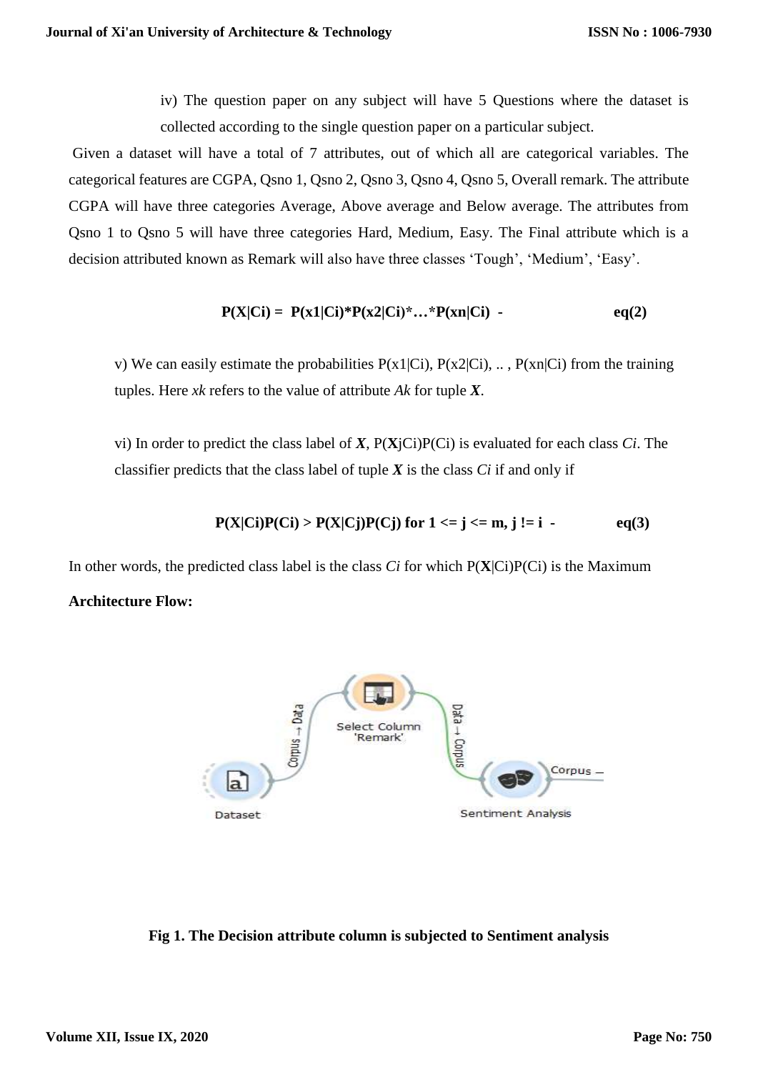iv) The question paper on any subject will have 5 Questions where the dataset is collected according to the single question paper on a particular subject.

Given a dataset will have a total of 7 attributes, out of which all are categorical variables. The categorical features are CGPA, Qsno 1, Qsno 2, Qsno 3, Qsno 4, Qsno 5, Overall remark. The attribute CGPA will have three categories Average, Above average and Below average. The attributes from Qsno 1 to Qsno 5 will have three categories Hard, Medium, Easy. The Final attribute which is a decision attributed known as Remark will also have three classes 'Tough', 'Medium', 'Easy'.

$$P(X|Ci) = P(x1|Ci)*P(x2|Ci)*\ldots*P(xn|Ci) \quad - \quad eq(2)$$

v) We can easily estimate the probabilities P(x1|Ci), P(x2|Ci), .. , P(xn|Ci) from the training tuples. Here *xk* refers to the value of attribute *Ak* for tuple ***X***.

vi) In order to predict the class label of ***X***, P(**X**jCi)P(Ci) is evaluated for each class *Ci*. The classifier predicts that the class label of tuple ***X*** is the class *Ci* if and only if

$$P(X|Ci)P(Ci) > P(X|Cj)P(Cj) \text{ for } 1 <= j <= m, j != i \quad - \quad eq(3)$$

In other words, the predicted class label is the class *Ci* for which P(**X**|Ci)P(Ci) is the Maximum

**Architecture Flow:**

**Fig 1. The Decision attribute column is subjected to Sentiment analysis**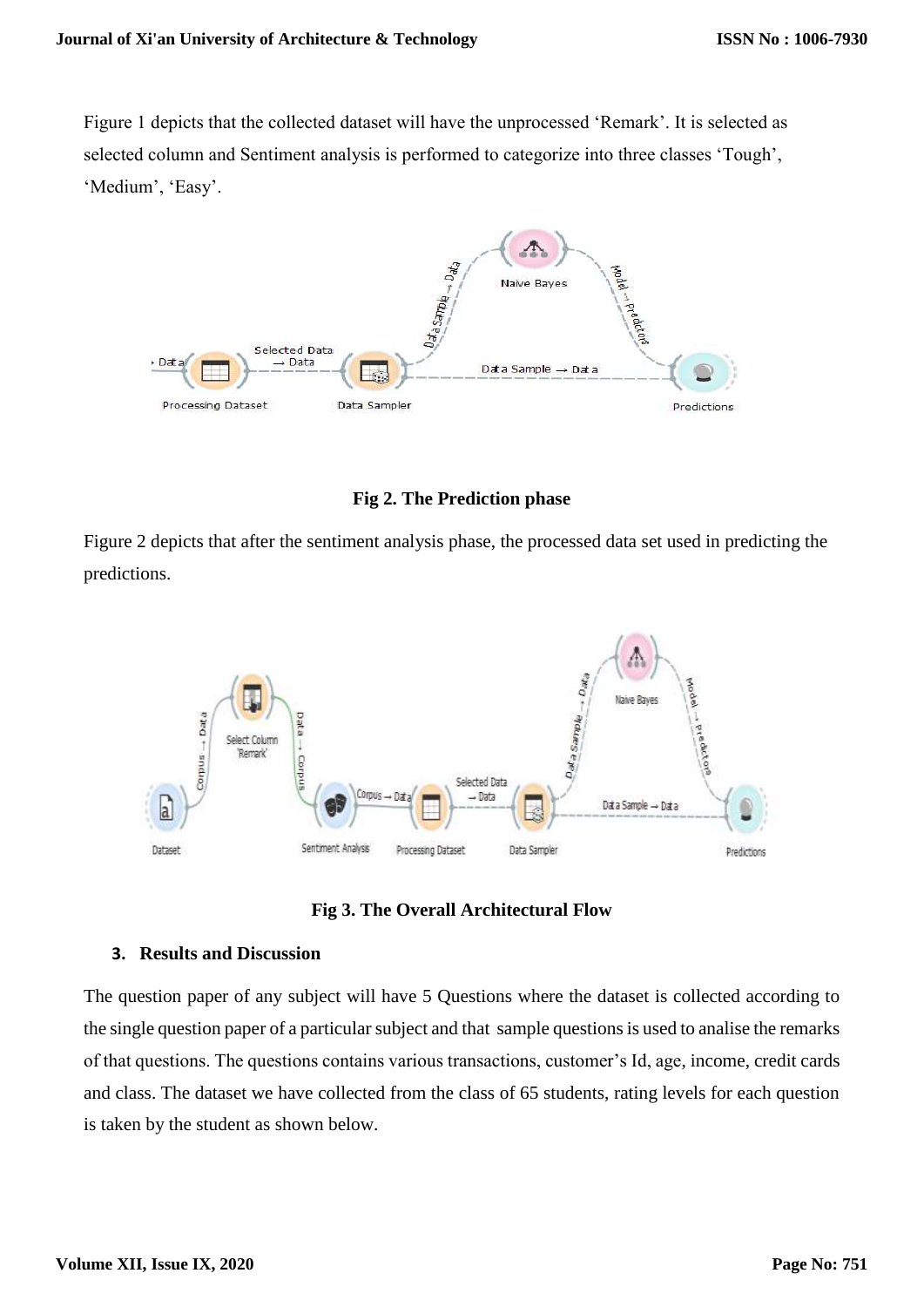Figure 1 depicts that the collected dataset will have the unprocessed 'Remark'. It is selected as selected column and Sentiment analysis is performed to categorize into three classes 'Tough', 'Medium', 'Easy'.

**Fig 2. The Prediction phase**

Figure 2 depicts that after the sentiment analysis phase, the processed data set used in predicting the predictions.

**Fig 3. The Overall Architectural Flow**

## 3. Results and Discussion

The question paper of any subject will have 5 Questions where the dataset is collected according to the single question paper of a particular subject and that sample questions is used to analise the remarks of that questions. The questions contains various transactions, customer's Id, age, income, credit cards and class. The dataset we have collected from the class of 65 students, rating levels for each question is taken by the student as shown below.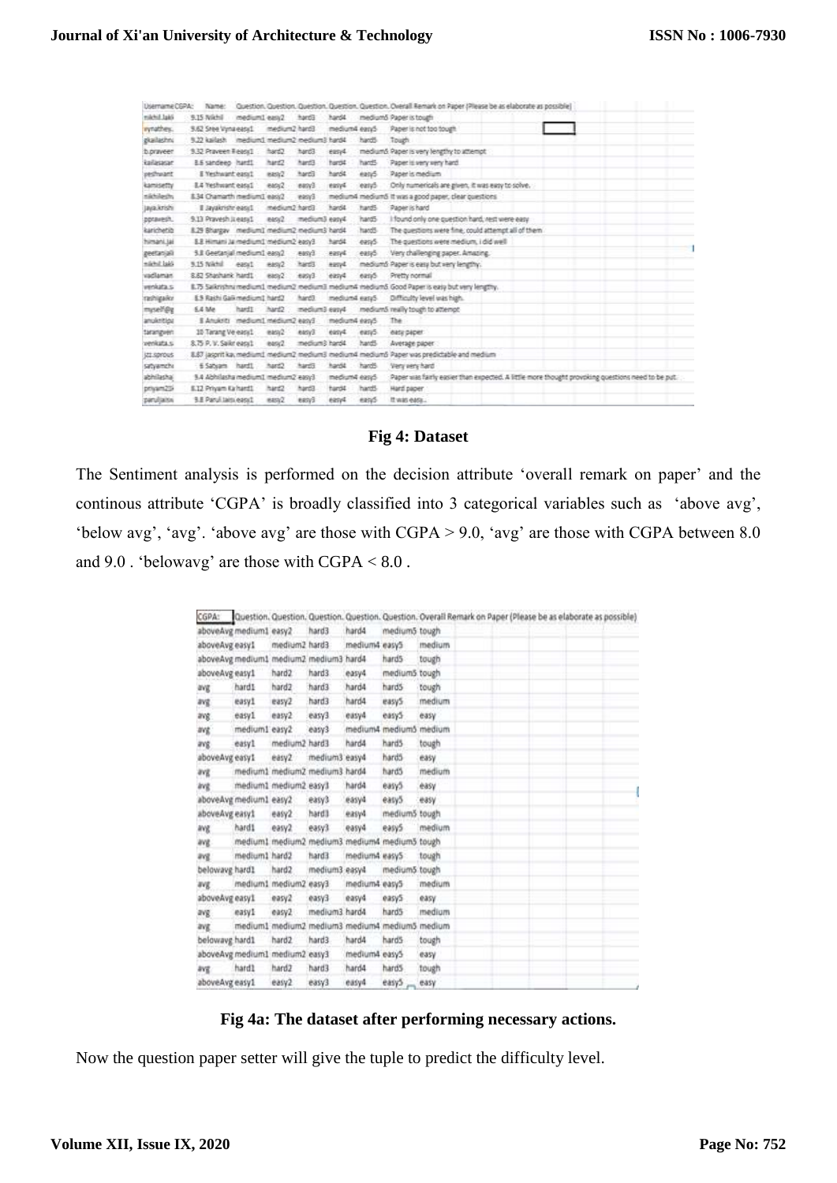| Username | CGPA: | Name: | Question. | Question. | Question. | Question. | Question. | Overall Remark on Paper (Please be as elaborate as possible) |
|---|---|---|---|---|---|---|---|---|
| nikhil.lakk | 9.15 | Nikhil | medium1 | easy2 | hard3 | hard4 | medium5 | Paper is tough |
| vynathey. | 9.62 | Sree Vyna | easy1 | medium2 | hard3 | medium4 | easy5 | Paper is not too tough |
| gkailashn | 9.22 | kailash | medium1 | medium2 | medium3 | hard4 | hard5 | Tough |
| b.praveen | 9.32 | Praveen R | easy1 | hard2 | hard3 | easy4 | medium5 | Paper is very lengthy to attempt |
| kailasasar | 8.6 | sandeep | hard1 | hard2 | hard3 | hard4 | hard5 | Paper is very very hard |
| yeshwant | 8 | Yeshwant | easy1 | easy2 | hard3 | hard4 | easy5 | Paper is medium |
| kamisetty | 8.4 | Yeshwant | easy1 | easy2 | easy3 | easy4 | easy5 | Only numericals are given, it was easy to solve. |
| nikhilesh | 8.34 | Chamarth | medium1 | easy2 | easy3 | medium4 | medium5 | It was a good paper, clear questions |
| jaya.krish | 8 | Jayakrishr | easy1 | medium2 | hard3 | hard4 | hard5 | Paper is hard |
| ppravesh. | 9.13 | Pravesh J | easy1 | easy2 | medium3 | easy4 | hard5 | I found only one question hard, rest were easy |
| karichetib | 8.29 | Bhargav | medium1 | medium2 | medium3 | hard4 | hard5 | The questions were fine, could attempt all of them |
| himani.jai | 8.8 | Himani Ja | medium1 | medium2 | easy3 | hard4 | easy5 | The questions were medium, i did well |
| geetanjali | 9.8 | Geetanjali | medium1 | easy2 | easy3 | easy4 | easy5 | Very challenging paper. Amazing. |
| nikhil.lakk | 9.15 | Nikhil | easy1 | easy2 | hard3 | easy4 | medium5 | Paper is easy but very lengthy. |
| vadlaman | 8.82 | Shashank | hard1 | easy2 | easy3 | easy4 | easy5 | Pretty normal |
| venkata.s | 8.75 | Saikrishna | medium1 | medium2 | medium3 | medium4 | medium5 | Good Paper is easy but very lengthy. |
| rashigaikr | 8.9 | Rashi Gaik | medium1 | hard2 | hard3 | medium4 | easy5 | Difficulty level was high. |
| myself@g | 6.4 | Me | hard1 | hard2 | medium3 | easy4 | medium5 | really tough to attempt |
| anukritipa | 8 | Anukriti | medium1 | medium2 | easy3 | medium4 | easy5 | The |
| tarangver | 10 | Tarang Ve | easy1 | easy2 | easy3 | easy4 | easy5 | easy paper |
| venkata.s | 8.75 | P. V. Saikr | easy1 | easy2 | medium3 | hard4 | hard5 | Average paper |
| jzz.sprous | 8.87 | Jasprit ka | medium1 | medium2 | medium3 | medium4 | medium5 | Paper was predictable and medium |
| satyamchi | 6 | Satyam | hard1 | hard2 | hard3 | hard4 | hard5 | Very very hard |
| abhilasha | 9.4 | Abhilasha | medium1 | medium2 | easy3 | medium4 | easy5 | Paper was fairly easier than expected. A little more thought provoking questions need to be put. |
| priyam23 | 8.12 | Priyam Ka | hard1 | hard2 | hard3 | hard4 | hard5 | Hard paper |
| paruljaisw | 9.8 | Parul Jaisi | easy1 | easy2 | easy3 | easy4 | easy5 | It was easy.. |

**Fig 4: Dataset**

The Sentiment analysis is performed on the decision attribute 'overall remark on paper' and the continous attribute 'CGPA' is broadly classified into 3 categorical variables such as 'above avg', 'below avg', 'avg'. 'above avg' are those with CGPA > 9.0, 'avg' are those with CGPA between 8.0 and 9.0 . 'belowavg' are those with CGPA < 8.0 .

| CGPA: | Question. | Question. | Question. | Question. | Question. | Overall Remark on Paper (Please be as elaborate as possible) |
|---|---|---|---|---|---|---|
| aboveAvg | medium1 | easy2 | hard3 | hard4 | medium5 | tough |
| aboveAvg | easy1 | medium2 | hard3 | medium4 | easy5 | medium |
| aboveAvg | medium1 | medium2 | medium3 | hard4 | hard5 | tough |
| aboveAvg | easy1 | hard2 | hard3 | easy4 | medium5 | tough |
| avg | hard1 | hard2 | hard3 | hard4 | hard5 | tough |
| avg | easy1 | easy2 | hard3 | hard4 | easy5 | medium |
| avg | easy1 | easy2 | easy3 | easy4 | easy5 | easy |
| avg | medium1 | easy2 | easy3 | medium4 | medium5 | medium |
| avg | easy1 | medium2 | hard3 | hard4 | hard5 | tough |
| aboveAvg | easy1 | easy2 | medium3 | easy4 | hard5 | easy |
| avg | medium1 | medium2 | medium3 | hard4 | hard5 | medium |
| avg | medium1 | medium2 | easy3 | hard4 | easy5 | easy |
| aboveAvg | medium1 | easy2 | easy3 | easy4 | easy5 | easy |
| aboveAvg | easy1 | easy2 | hard3 | easy4 | medium5 | tough |
| avg | hard1 | easy2 | easy3 | easy4 | easy5 | medium |
| avg | medium1 | medium2 | medium3 | medium4 | medium5 | tough |
| avg | medium1 | hard2 | hard3 | medium4 | easy5 | tough |
| belowavg | hard1 | hard2 | medium3 | easy4 | medium5 | tough |
| avg | medium1 | medium2 | easy3 | medium4 | easy5 | medium |
| aboveAvg | easy1 | easy2 | easy3 | easy4 | easy5 | easy |
| avg | easy1 | easy2 | medium3 | hard4 | hard5 | medium |
| avg | medium1 | medium2 | medium3 | medium4 | medium5 | medium |
| belowavg | hard1 | hard2 | hard3 | hard4 | hard5 | tough |
| aboveAvg | medium1 | medium2 | easy3 | medium4 | easy5 | easy |
| avg | hard1 | hard2 | hard3 | hard4 | hard5 | tough |
| aboveAvg | easy1 | easy2 | easy3 | easy4 | easy5 | easy |

**Fig 4a: The dataset after performing necessary actions.**

Now the question paper setter will give the tuple to predict the difficulty level.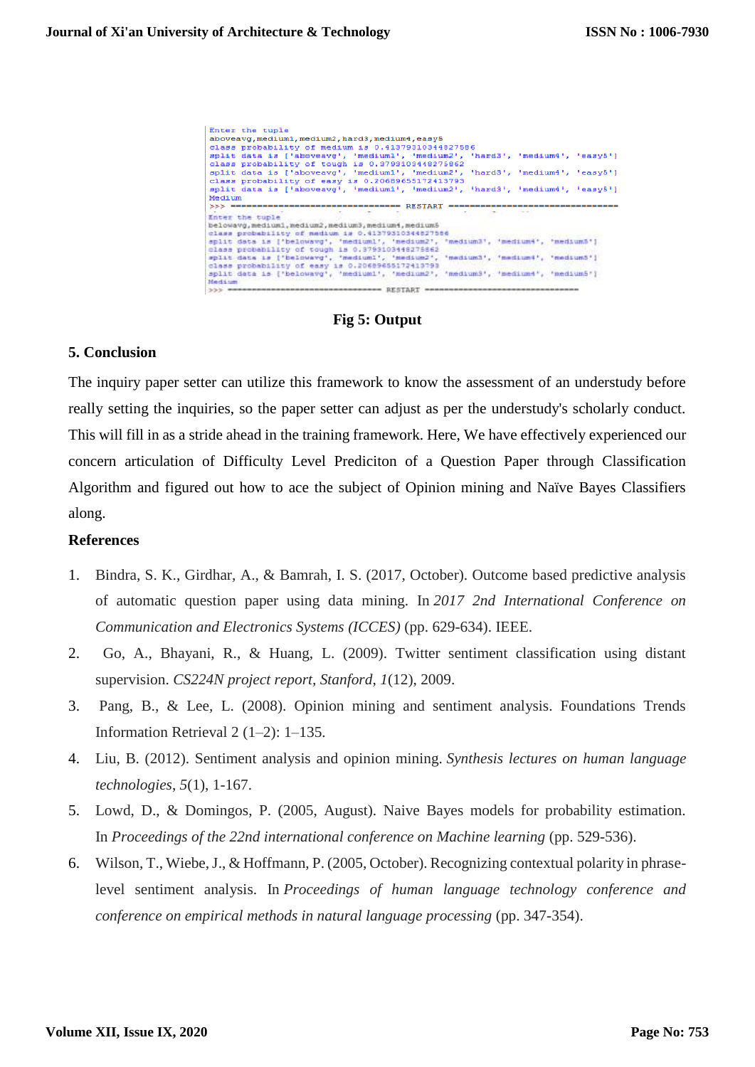```
Enter the tuple
aboveavg,medium1,medium2,hard3,medium4,easy5
class probability of medium is 0.41379310344827586
split data is ['aboveavg', 'medium1', 'medium2', 'hard3', 'medium4', 'easy5']
class probability of tough is 0.3793103448275862
split data is ['aboveavg', 'medium1', 'medium2', 'hard3', 'medium4', 'easy5']
class probability of easy is 0.20689655172413793
split data is ['aboveavg', 'medium1', 'medium2', 'hard3', 'medium4', 'easy5']
Medium
>>> ================================ RESTART ================================
Enter the tuple
belowavg,medium1,medium2,medium3,medium4,medium5
class probability of medium is 0.41379310344827586
split data is ['belowavg', 'medium1', 'medium2', 'medium3', 'medium4', 'medium5']
class probability of tough is 0.3793103448275862
split data is ['belowavg', 'medium1', 'medium2', 'medium3', 'medium4', 'medium5']
class probability of easy is 0.20689655172413793
split data is ['belowavg', 'medium1', 'medium2', 'medium3', 'medium4', 'medium5']
Medium
>>> ================================ RESTART ================================
```

**Fig 5: Output**

## 5. Conclusion

The inquiry paper setter can utilize this framework to know the assessment of an understudy before really setting the inquiries, so the paper setter can adjust as per the understudy's scholarly conduct. This will fill in as a stride ahead in the training framework. Here, We have effectively experienced our concern articulation of Difficulty Level Prediciton of a Question Paper through Classification Algorithm and figured out how to ace the subject of Opinion mining and Naïve Bayes Classifiers along.

## References

1. Bindra, S. K., Girdhar, A., & Bamrah, I. S. (2017, October). Outcome based predictive analysis of automatic question paper using data mining. In *2017 2nd International Conference on Communication and Electronics Systems (ICCES)* (pp. 629-634). IEEE.
2. Go, A., Bhayani, R., & Huang, L. (2009). Twitter sentiment classification using distant supervision. *CS224N project report, Stanford*, *1*(12), 2009.
3. Pang, B., & Lee, L. (2008). Opinion mining and sentiment analysis. Foundations Trends Information Retrieval 2 (1–2): 1–135.
4. Liu, B. (2012). Sentiment analysis and opinion mining. *Synthesis lectures on human language technologies*, *5*(1), 1-167.
5. Lowd, D., & Domingos, P. (2005, August). Naive Bayes models for probability estimation. In *Proceedings of the 22nd international conference on Machine learning* (pp. 529-536).
6. Wilson, T., Wiebe, J., & Hoffmann, P. (2005, October). Recognizing contextual polarity in phrase-level sentiment analysis. In *Proceedings of human language technology conference and conference on empirical methods in natural language processing* (pp. 347-354).